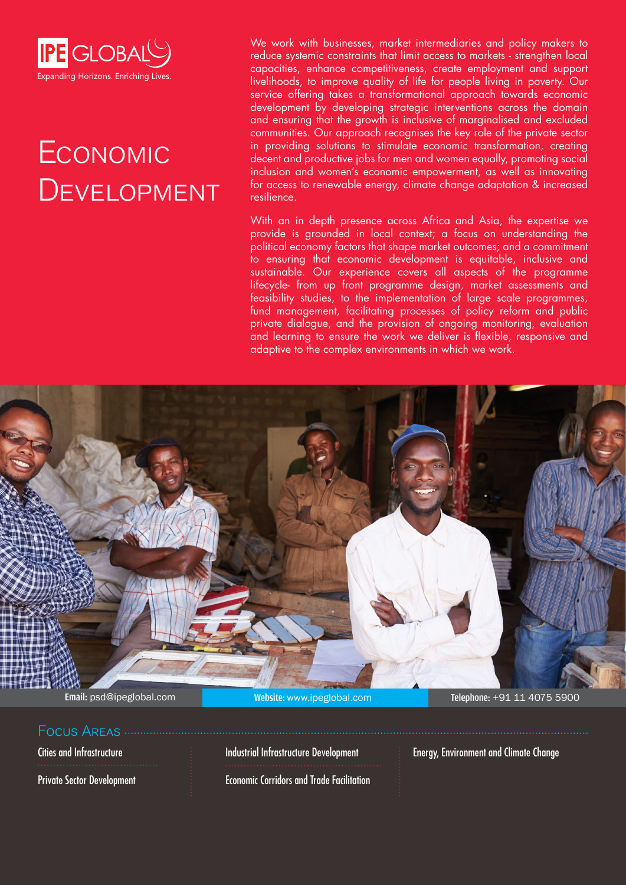IPE GLOBAL
Expanding Horizons. Enriching Lives.

# Economic Development

We work with businesses, market intermediaries and policy makers to reduce systemic constraints that limit access to markets - strengthen local capacities, enhance competitiveness, create employment and support livelihoods, to improve quality of life for people living in poverty. Our service offering takes a transformational approach towards economic development by developing strategic interventions across the domain and ensuring that the growth is inclusive of marginalised and excluded communities. Our approach recognises the key role of the private sector in providing solutions to stimulate economic transformation, creating decent and productive jobs for men and women equally, promoting social inclusion and women's economic empowerment, as well as innovating for access to renewable energy, climate change adaptation & increased resilience.

With an in depth presence across Africa and Asia, the expertise we provide is grounded in local context; a focus on understanding the political economy factors that shape market outcomes; and a commitment to ensuring that economic development is equitable, inclusive and sustainable. Our experience covers all aspects of the programme lifecycle- from up front programme design, market assessments and feasibility studies, to the implementation of large scale programmes, fund management, facilitating processes of policy reform and public private dialogue, and the provision of ongoing monitoring, evaluation and learning to ensure the work we deliver is flexible, responsive and adaptive to the complex environments in which we work.

**Email:** psd@ipeglobal.com **Website:** www.ipeglobal.com **Telephone:** +91 11 4075 5900

## Focus Areas

- Cities and Infrastructure
- Private Sector Development
- Industrial Infrastructure Development
- Economic Corridors and Trade Facilitation
- Energy, Environment and Climate Change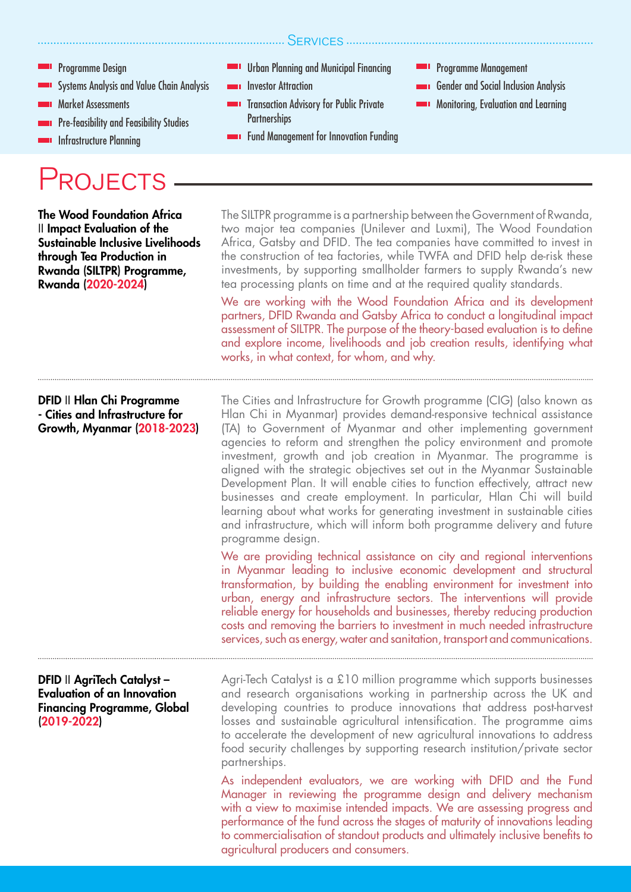## Services

- Programme Design
- Systems Analysis and Value Chain Analysis
- Market Assessments
- Pre-feasibility and Feasibility Studies
- Infrastructure Planning
- Urban Planning and Municipal Financing
- Investor Attraction
- Transaction Advisory for Public Private Partnerships
- Fund Management for Innovation Funding
- Programme Management
- Gender and Social Inclusion Analysis
- Monitoring, Evaluation and Learning

# Projects

**The Wood Foundation Africa || Impact Evaluation of the Sustainable Inclusive Livelihoods through Tea Production in Rwanda (SILTPR) Programme, Rwanda (2020-2024)**

The SILTPR programme is a partnership between the Government of Rwanda, two major tea companies (Unilever and Luxmi), The Wood Foundation Africa, Gatsby and DFID. The tea companies have committed to invest in the construction of tea factories, while TWFA and DFID help de-risk these investments, by supporting smallholder farmers to supply Rwanda's new tea processing plants on time and at the required quality standards.

We are working with the Wood Foundation Africa and its development partners, DFID Rwanda and Gatsby Africa to conduct a longitudinal impact assessment of SILTPR. The purpose of the theory-based evaluation is to define and explore income, livelihoods and job creation results, identifying what works, in what context, for whom, and why.

---

**DFID || Hlan Chi Programme - Cities and Infrastructure for Growth, Myanmar (2018-2023)**

The Cities and Infrastructure for Growth programme (CIG) (also known as Hlan Chi in Myanmar) provides demand-responsive technical assistance (TA) to Government of Myanmar and other implementing government agencies to reform and strengthen the policy environment and promote investment, growth and job creation in Myanmar. The programme is aligned with the strategic objectives set out in the Myanmar Sustainable Development Plan. It will enable cities to function effectively, attract new businesses and create employment. In particular, Hlan Chi will build learning about what works for generating investment in sustainable cities and infrastructure, which will inform both programme delivery and future programme design.

We are providing technical assistance on city and regional interventions in Myanmar leading to inclusive economic development and structural transformation, by building the enabling environment for investment into urban, energy and infrastructure sectors. The interventions will provide reliable energy for households and businesses, thereby reducing production costs and removing the barriers to investment in much needed infrastructure services, such as energy, water and sanitation, transport and communications.

---

**DFID || AgriTech Catalyst – Evaluation of an Innovation Financing Programme, Global (2019-2022)**

Agri-Tech Catalyst is a £10 million programme which supports businesses and research organisations working in partnership across the UK and developing countries to produce innovations that address post-harvest losses and sustainable agricultural intensification. The programme aims to accelerate the development of new agricultural innovations to address food security challenges by supporting research institution/private sector partnerships.

As independent evaluators, we are working with DFID and the Fund Manager in reviewing the programme design and delivery mechanism with a view to maximise intended impacts. We are assessing progress and performance of the fund across the stages of maturity of innovations leading to commercialisation of standout products and ultimately inclusive benefits to agricultural producers and consumers.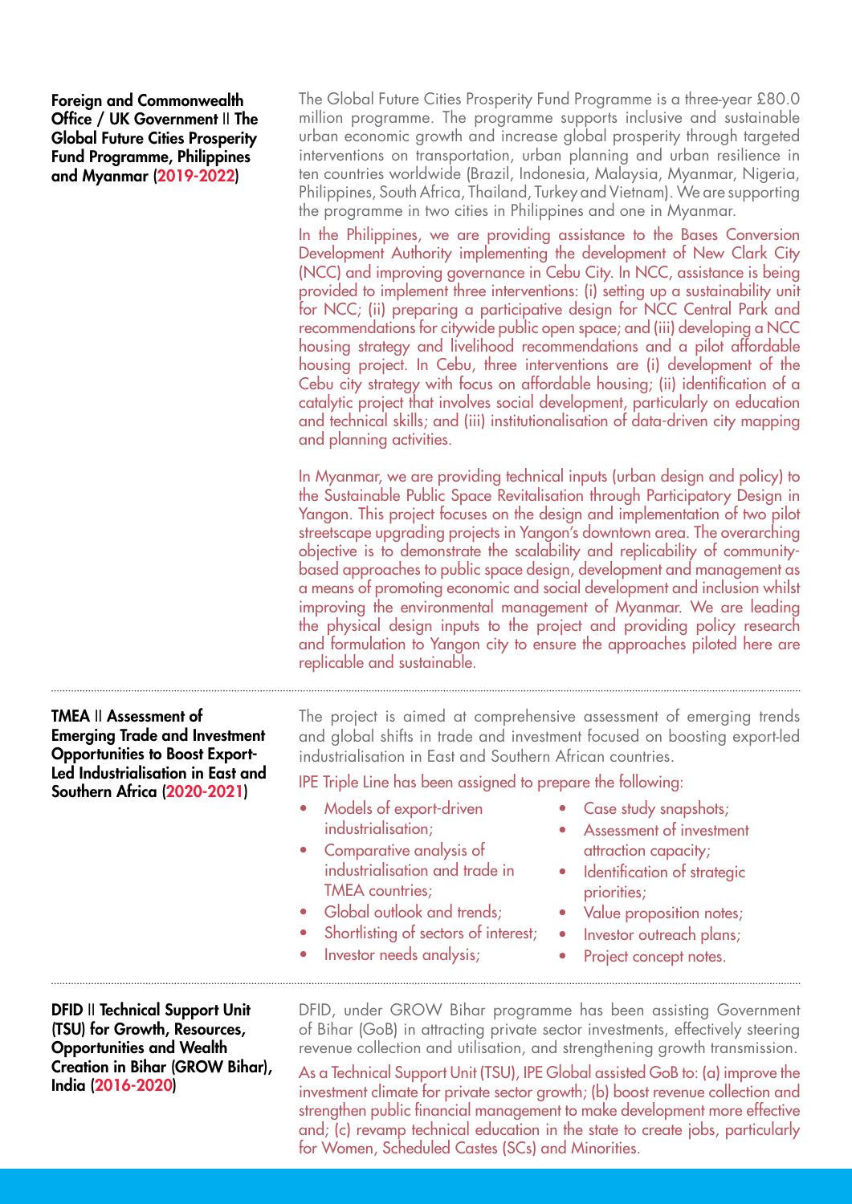**Foreign and Commonwealth Office / UK Government || The Global Future Cities Prosperity Fund Programme, Philippines and Myanmar (2019-2022)**

The Global Future Cities Prosperity Fund Programme is a three-year £80.0 million programme. The programme supports inclusive and sustainable urban economic growth and increase global prosperity through targeted interventions on transportation, urban planning and urban resilience in ten countries worldwide (Brazil, Indonesia, Malaysia, Myanmar, Nigeria, Philippines, South Africa, Thailand, Turkey and Vietnam). We are supporting the programme in two cities in Philippines and one in Myanmar.

In the Philippines, we are providing assistance to the Bases Conversion Development Authority implementing the development of New Clark City (NCC) and improving governance in Cebu City. In NCC, assistance is being provided to implement three interventions: (i) setting up a sustainability unit for NCC; (ii) preparing a participative design for NCC Central Park and recommendations for citywide public open space; and (iii) developing a NCC housing strategy and livelihood recommendations and a pilot affordable housing project. In Cebu, three interventions are (i) development of the Cebu city strategy with focus on affordable housing; (ii) identification of a catalytic project that involves social development, particularly on education and technical skills; and (iii) institutionalisation of data-driven city mapping and planning activities.

In Myanmar, we are providing technical inputs (urban design and policy) to the Sustainable Public Space Revitalisation through Participatory Design in Yangon. This project focuses on the design and implementation of two pilot streetscape upgrading projects in Yangon's downtown area. The overarching objective is to demonstrate the scalability and replicability of community-based approaches to public space design, development and management as a means of promoting economic and social development and inclusion whilst improving the environmental management of Myanmar. We are leading the physical design inputs to the project and providing policy research and formulation to Yangon city to ensure the approaches piloted here are replicable and sustainable.

---

**TMEA || Assessment of Emerging Trade and Investment Opportunities to Boost Export-Led Industrialisation in East and Southern Africa (2020-2021)**

The project is aimed at comprehensive assessment of emerging trends and global shifts in trade and investment focused on boosting export-led industrialisation in East and Southern African countries.

IPE Triple Line has been assigned to prepare the following:

- Models of export-driven industrialisation;
- Comparative analysis of industrialisation and trade in TMEA countries;
- Global outlook and trends;
- Shortlisting of sectors of interest;
- Investor needs analysis;
- Case study snapshots;
- Assessment of investment attraction capacity;
- Identification of strategic priorities;
- Value proposition notes;
- Investor outreach plans;
- Project concept notes.

---

**DFID || Technical Support Unit (TSU) for Growth, Resources, Opportunities and Wealth Creation in Bihar (GROW Bihar), India (2016-2020)**

DFID, under GROW Bihar programme has been assisting Government of Bihar (GoB) in attracting private sector investments, effectively steering revenue collection and utilisation, and strengthening growth transmission.

As a Technical Support Unit (TSU), IPE Global assisted GoB to: (a) improve the investment climate for private sector growth; (b) boost revenue collection and strengthen public financial management to make development more effective and; (c) revamp technical education in the state to create jobs, particularly for Women, Scheduled Castes (SCs) and Minorities.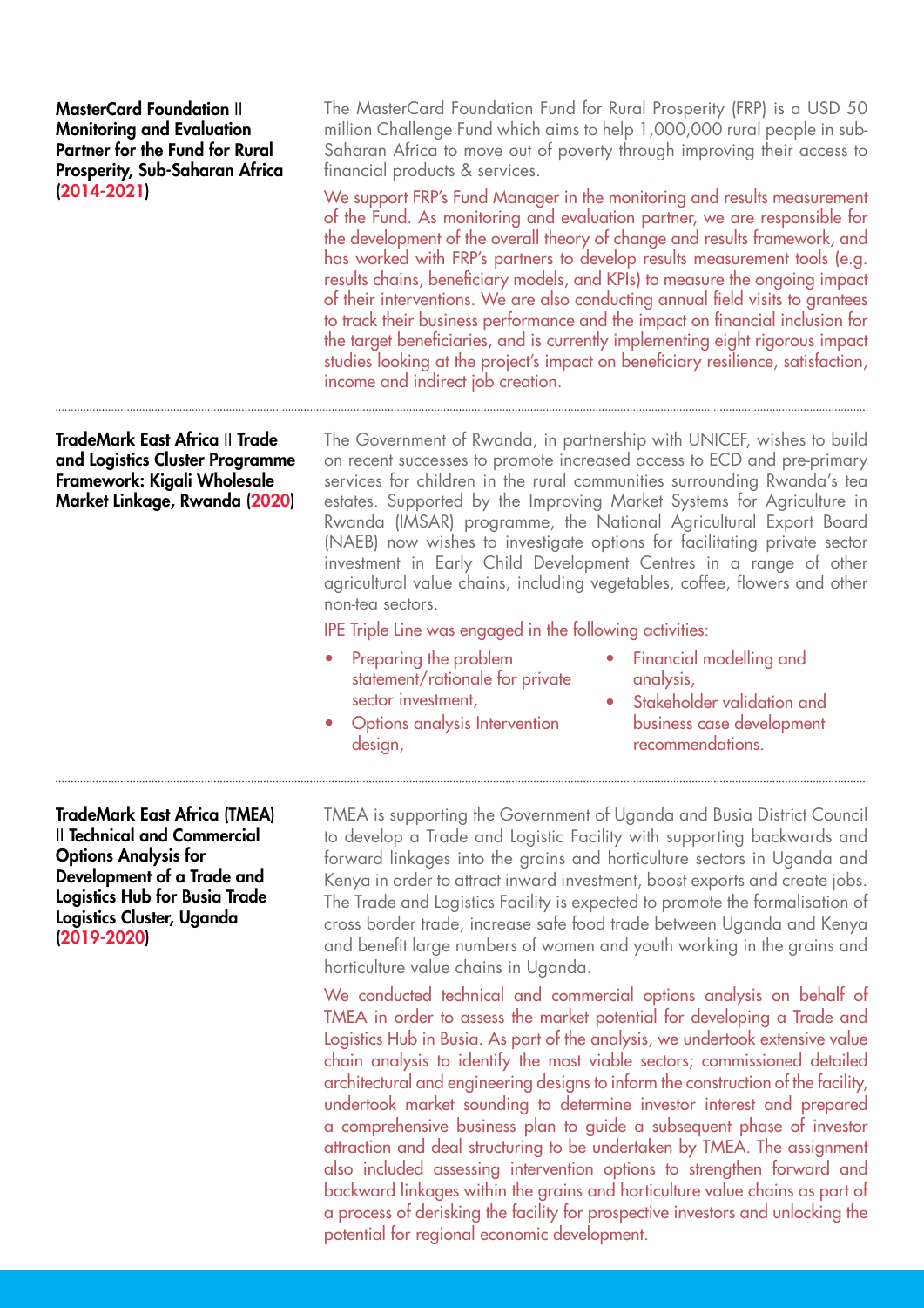**MasterCard Foundation** II **Monitoring and Evaluation Partner for the Fund for Rural Prosperity, Sub-Saharan Africa (2014-2021)**

The MasterCard Foundation Fund for Rural Prosperity (FRP) is a USD 50 million Challenge Fund which aims to help 1,000,000 rural people in sub-Saharan Africa to move out of poverty through improving their access to financial products & services.

We support FRP's Fund Manager in the monitoring and results measurement of the Fund. As monitoring and evaluation partner, we are responsible for the development of the overall theory of change and results framework, and has worked with FRP's partners to develop results measurement tools (e.g. results chains, beneficiary models, and KPIs) to measure the ongoing impact of their interventions. We are also conducting annual field visits to grantees to track their business performance and the impact on financial inclusion for the target beneficiaries, and is currently implementing eight rigorous impact studies looking at the project's impact on beneficiary resilience, satisfaction, income and indirect job creation.

---

**TradeMark East Africa** II **Trade and Logistics Cluster Programme Framework: Kigali Wholesale Market Linkage, Rwanda (2020)**

The Government of Rwanda, in partnership with UNICEF, wishes to build on recent successes to promote increased access to ECD and pre-primary services for children in the rural communities surrounding Rwanda's tea estates. Supported by the Improving Market Systems for Agriculture in Rwanda (IMSAR) programme, the National Agricultural Export Board (NAEB) now wishes to investigate options for facilitating private sector investment in Early Child Development Centres in a range of other agricultural value chains, including vegetables, coffee, flowers and other non-tea sectors.

IPE Triple Line was engaged in the following activities:

- Preparing the problem statement/rationale for private sector investment,
- Options analysis Intervention design,
- Financial modelling and analysis,
- Stakeholder validation and business case development recommendations.

---

**TradeMark East Africa (TMEA)** II **Technical and Commercial Options Analysis for Development of a Trade and Logistics Hub for Busia Trade Logistics Cluster, Uganda (2019-2020)**

TMEA is supporting the Government of Uganda and Busia District Council to develop a Trade and Logistic Facility with supporting backwards and forward linkages into the grains and horticulture sectors in Uganda and Kenya in order to attract inward investment, boost exports and create jobs. The Trade and Logistics Facility is expected to promote the formalisation of cross border trade, increase safe food trade between Uganda and Kenya and benefit large numbers of women and youth working in the grains and horticulture value chains in Uganda.

We conducted technical and commercial options analysis on behalf of TMEA in order to assess the market potential for developing a Trade and Logistics Hub in Busia. As part of the analysis, we undertook extensive value chain analysis to identify the most viable sectors; commissioned detailed architectural and engineering designs to inform the construction of the facility, undertook market sounding to determine investor interest and prepared a comprehensive business plan to guide a subsequent phase of investor attraction and deal structuring to be undertaken by TMEA. The assignment also included assessing intervention options to strengthen forward and backward linkages within the grains and horticulture value chains as part of a process of derisking the facility for prospective investors and unlocking the potential for regional economic development.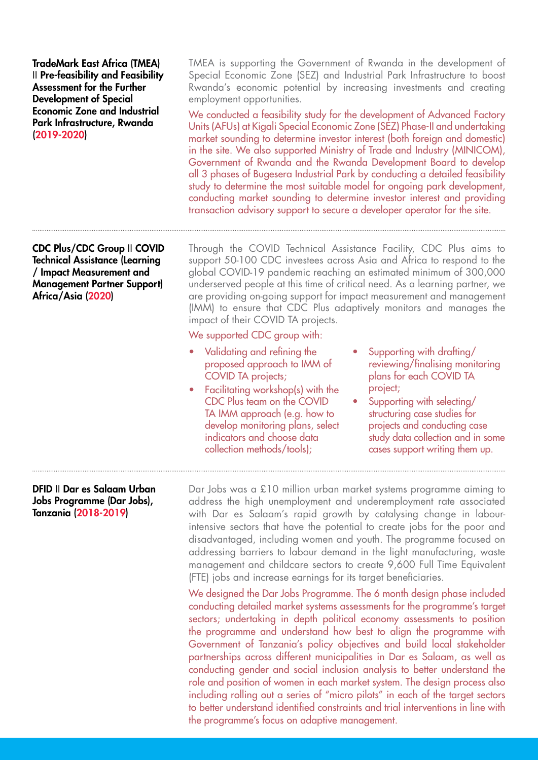**TradeMark East Africa (TMEA) || Pre-feasibility and Feasibility Assessment for the Further Development of Special Economic Zone and Industrial Park Infrastructure, Rwanda (2019-2020)**

TMEA is supporting the Government of Rwanda in the development of Special Economic Zone (SEZ) and Industrial Park Infrastructure to boost Rwanda's economic potential by increasing investments and creating employment opportunities.

We conducted a feasibility study for the development of Advanced Factory Units (AFUs) at Kigali Special Economic Zone (SEZ) Phase-II and undertaking market sounding to determine investor interest (both foreign and domestic) in the site. We also supported Ministry of Trade and Industry (MINICOM), Government of Rwanda and the Rwanda Development Board to develop all 3 phases of Bugesera Industrial Park by conducting a detailed feasibility study to determine the most suitable model for ongoing park development, conducting market sounding to determine investor interest and providing transaction advisory support to secure a developer operator for the site.

---

**CDC Plus/CDC Group || COVID Technical Assistance (Learning / Impact Measurement and Management Partner Support) Africa/Asia (2020)**

Through the COVID Technical Assistance Facility, CDC Plus aims to support 50-100 CDC investees across Asia and Africa to respond to the global COVID-19 pandemic reaching an estimated minimum of 300,000 underserved people at this time of critical need. As a learning partner, we are providing on-going support for impact measurement and management (IMM) to ensure that CDC Plus adaptively monitors and manages the impact of their COVID TA projects.

We supported CDC group with:

- Validating and refining the proposed approach to IMM of COVID TA projects;
- Facilitating workshop(s) with the CDC Plus team on the COVID TA IMM approach (e.g. how to develop monitoring plans, select indicators and choose data collection methods/tools);
- Supporting with drafting/ reviewing/finalising monitoring plans for each COVID TA project;
- Supporting with selecting/ structuring case studies for projects and conducting case study data collection and in some cases support writing them up.

---

**DFID || Dar es Salaam Urban Jobs Programme (Dar Jobs), Tanzania (2018-2019)**

Dar Jobs was a £10 million urban market systems programme aiming to address the high unemployment and underemployment rate associated with Dar es Salaam's rapid growth by catalysing change in labour-intensive sectors that have the potential to create jobs for the poor and disadvantaged, including women and youth. The programme focused on addressing barriers to labour demand in the light manufacturing, waste management and childcare sectors to create 9,600 Full Time Equivalent (FTE) jobs and increase earnings for its target beneficiaries.

We designed the Dar Jobs Programme. The 6 month design phase included conducting detailed market systems assessments for the programme's target sectors; undertaking in depth political economy assessments to position the programme and understand how best to align the programme with Government of Tanzania's policy objectives and build local stakeholder partnerships across different municipalities in Dar es Salaam, as well as conducting gender and social inclusion analysis to better understand the role and position of women in each market system. The design process also including rolling out a series of "micro pilots" in each of the target sectors to better understand identified constraints and trial interventions in line with the programme's focus on adaptive management.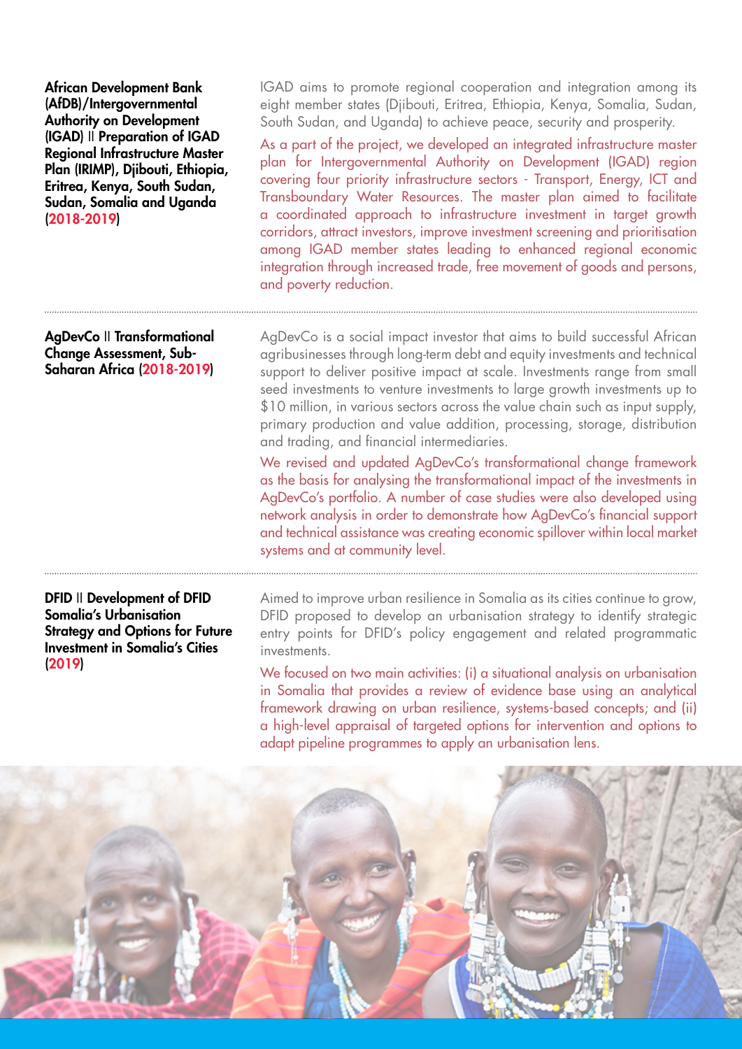**African Development Bank (AfDB)/Intergovernmental Authority on Development (IGAD) || Preparation of IGAD Regional Infrastructure Master Plan (IRIMP), Djibouti, Ethiopia, Eritrea, Kenya, South Sudan, Sudan, Somalia and Uganda (2018-2019)**

IGAD aims to promote regional cooperation and integration among its eight member states (Djibouti, Eritrea, Ethiopia, Kenya, Somalia, Sudan, South Sudan, and Uganda) to achieve peace, security and prosperity.

As a part of the project, we developed an integrated infrastructure master plan for Intergovernmental Authority on Development (IGAD) region covering four priority infrastructure sectors - Transport, Energy, ICT and Transboundary Water Resources. The master plan aimed to facilitate a coordinated approach to infrastructure investment in target growth corridors, attract investors, improve investment screening and prioritisation among IGAD member states leading to enhanced regional economic integration through increased trade, free movement of goods and persons, and poverty reduction.

---

**AgDevCo || Transformational Change Assessment, Sub-Saharan Africa (2018-2019)**

AgDevCo is a social impact investor that aims to build successful African agribusinesses through long-term debt and equity investments and technical support to deliver positive impact at scale. Investments range from small seed investments to venture investments to large growth investments up to $10 million, in various sectors across the value chain such as input supply, primary production and value addition, processing, storage, distribution and trading, and financial intermediaries.

We revised and updated AgDevCo's transformational change framework as the basis for analysing the transformational impact of the investments in AgDevCo's portfolio. A number of case studies were also developed using network analysis in order to demonstrate how AgDevCo's financial support and technical assistance was creating economic spillover within local market systems and at community level.

---

**DFID || Development of DFID Somalia's Urbanisation Strategy and Options for Future Investment in Somalia's Cities (2019)**

Aimed to improve urban resilience in Somalia as its cities continue to grow, DFID proposed to develop an urbanisation strategy to identify strategic entry points for DFID's policy engagement and related programmatic investments.

We focused on two main activities: (i) a situational analysis on urbanisation in Somalia that provides a review of evidence base using an analytical framework drawing on urban resilience, systems-based concepts; and (ii) a high-level appraisal of targeted options for intervention and options to adapt pipeline programmes to apply an urbanisation lens.